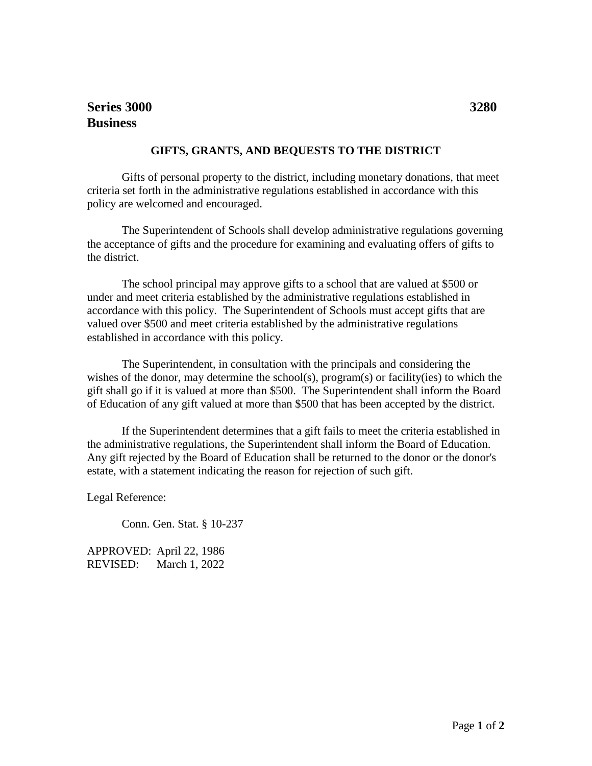**Series 3000** **3280**
**Business**

## GIFTS, GRANTS, AND BEQUESTS TO THE DISTRICT

Gifts of personal property to the district, including monetary donations, that meet criteria set forth in the administrative regulations established in accordance with this policy are welcomed and encouraged.

The Superintendent of Schools shall develop administrative regulations governing the acceptance of gifts and the procedure for examining and evaluating offers of gifts to the district.

The school principal may approve gifts to a school that are valued at $500 or under and meet criteria established by the administrative regulations established in accordance with this policy. The Superintendent of Schools must accept gifts that are valued over $500 and meet criteria established by the administrative regulations established in accordance with this policy.

The Superintendent, in consultation with the principals and considering the wishes of the donor, may determine the school(s), program(s) or facility(ies) to which the gift shall go if it is valued at more than $500. The Superintendent shall inform the Board of Education of any gift valued at more than $500 that has been accepted by the district.

If the Superintendent determines that a gift fails to meet the criteria established in the administrative regulations, the Superintendent shall inform the Board of Education. Any gift rejected by the Board of Education shall be returned to the donor or the donor's estate, with a statement indicating the reason for rejection of such gift.

Legal Reference:

Conn. Gen. Stat. § 10-237

APPROVED: April 22, 1986
REVISED: March 1, 2022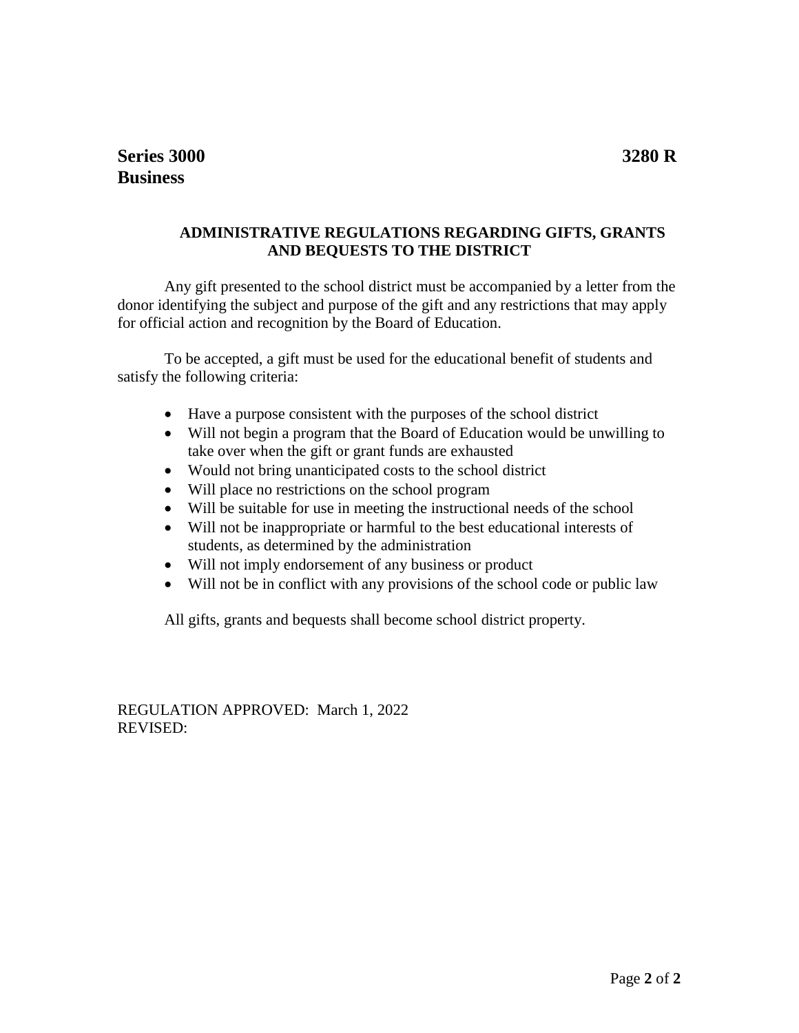**Series 3000** **3280 R**
**Business**

## ADMINISTRATIVE REGULATIONS REGARDING GIFTS, GRANTS AND BEQUESTS TO THE DISTRICT

Any gift presented to the school district must be accompanied by a letter from the donor identifying the subject and purpose of the gift and any restrictions that may apply for official action and recognition by the Board of Education.

To be accepted, a gift must be used for the educational benefit of students and satisfy the following criteria:

- Have a purpose consistent with the purposes of the school district
- Will not begin a program that the Board of Education would be unwilling to take over when the gift or grant funds are exhausted
- Would not bring unanticipated costs to the school district
- Will place no restrictions on the school program
- Will be suitable for use in meeting the instructional needs of the school
- Will not be inappropriate or harmful to the best educational interests of students, as determined by the administration
- Will not imply endorsement of any business or product
- Will not be in conflict with any provisions of the school code or public law

All gifts, grants and bequests shall become school district property.

REGULATION APPROVED: March 1, 2022
REVISED: